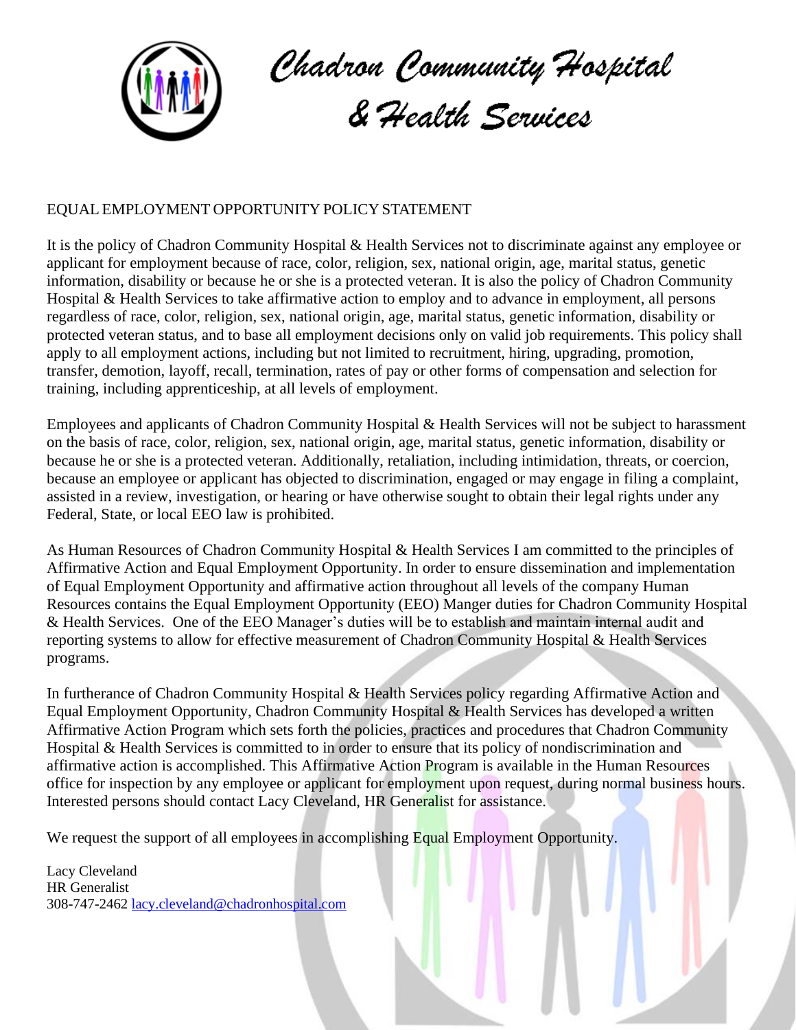# Chadron Community Hospital & Health Services

## EQUAL EMPLOYMENT OPPORTUNITY POLICY STATEMENT

It is the policy of Chadron Community Hospital & Health Services not to discriminate against any employee or applicant for employment because of race, color, religion, sex, national origin, age, marital status, genetic information, disability or because he or she is a protected veteran. It is also the policy of Chadron Community Hospital & Health Services to take affirmative action to employ and to advance in employment, all persons regardless of race, color, religion, sex, national origin, age, marital status, genetic information, disability or protected veteran status, and to base all employment decisions only on valid job requirements. This policy shall apply to all employment actions, including but not limited to recruitment, hiring, upgrading, promotion, transfer, demotion, layoff, recall, termination, rates of pay or other forms of compensation and selection for training, including apprenticeship, at all levels of employment.

Employees and applicants of Chadron Community Hospital & Health Services will not be subject to harassment on the basis of race, color, religion, sex, national origin, age, marital status, genetic information, disability or because he or she is a protected veteran. Additionally, retaliation, including intimidation, threats, or coercion, because an employee or applicant has objected to discrimination, engaged or may engage in filing a complaint, assisted in a review, investigation, or hearing or have otherwise sought to obtain their legal rights under any Federal, State, or local EEO law is prohibited.

As Human Resources of Chadron Community Hospital & Health Services I am committed to the principles of Affirmative Action and Equal Employment Opportunity. In order to ensure dissemination and implementation of Equal Employment Opportunity and affirmative action throughout all levels of the company Human Resources contains the Equal Employment Opportunity (EEO) Manger duties for Chadron Community Hospital & Health Services. One of the EEO Manager's duties will be to establish and maintain internal audit and reporting systems to allow for effective measurement of Chadron Community Hospital & Health Services programs.

In furtherance of Chadron Community Hospital & Health Services policy regarding Affirmative Action and Equal Employment Opportunity, Chadron Community Hospital & Health Services has developed a written Affirmative Action Program which sets forth the policies, practices and procedures that Chadron Community Hospital & Health Services is committed to in order to ensure that its policy of nondiscrimination and affirmative action is accomplished. This Affirmative Action Program is available in the Human Resources office for inspection by any employee or applicant for employment upon request, during normal business hours. Interested persons should contact Lacy Cleveland, HR Generalist for assistance.

We request the support of all employees in accomplishing Equal Employment Opportunity.

Lacy Cleveland  
HR Generalist  
308-747-2462 lacy.cleveland@chadronhospital.com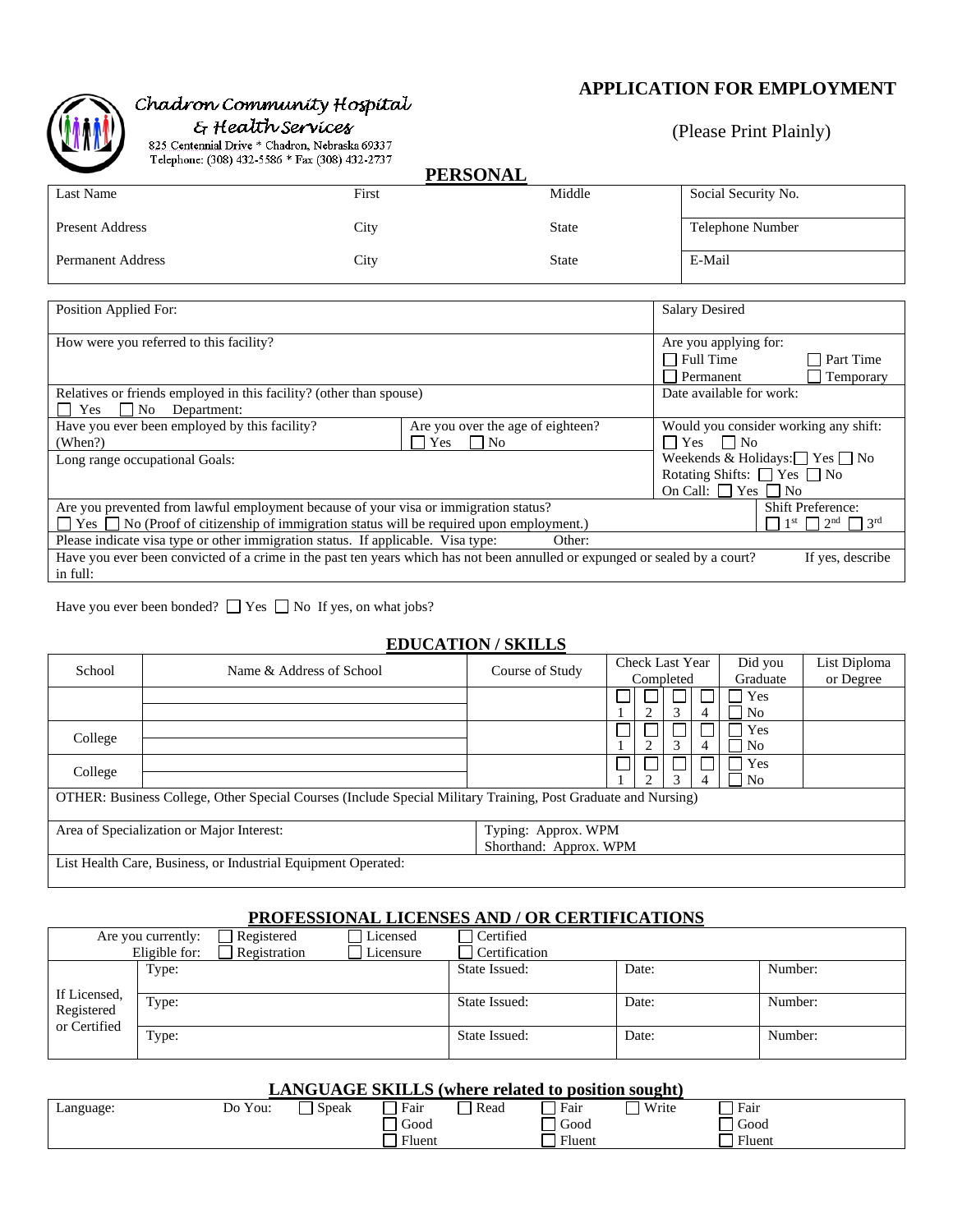Chadron Community Hospital & Health Services
825 Centennial Drive * Chadron, Nebraska 69337
Telephone: (308) 432-5586 * Fax (308) 432-2737

# APPLICATION FOR EMPLOYMENT

(Please Print Plainly)

## PERSONAL

| Last Name | First | Middle | Social Security No. |
|---|---|---|---|
| Present Address | City | State | Telephone Number |
| Permanent Address | City | State | E-Mail |

| | | |
|---|---|---|
| Position Applied For: | | Salary Desired |
| How were you referred to this facility? | | Are you applying for: ☐ Full Time ☐ Part Time ☐ Permanent ☐ Temporary |
| Relatives or friends employed in this facility? (other than spouse) ☐ Yes ☐ No Department: | | Date available for work: |
| Have you ever been employed by this facility? (When?) | Are you over the age of eighteen? ☐ Yes ☐ No | Would you consider working any shift: ☐ Yes ☐ No |
| Long range occupational Goals: | | Weekends & Holidays: ☐ Yes ☐ No Rotating Shifts: ☐ Yes ☐ No On Call: ☐ Yes ☐ No |
| Are you prevented from lawful employment because of your visa or immigration status? ☐ Yes ☐ No (Proof of citizenship of immigration status will be required upon employment.) | | Shift Preference: ☐ 1st ☐ 2nd ☐ 3rd |
| Please indicate visa type or other immigration status. If applicable. Visa type: Other: | | |
| Have you ever been convicted of a crime in the past ten years which has not been annulled or expunged or sealed by a court? If yes, describe in full: | | |

Have you ever been bonded? ☐ Yes ☐ No If yes, on what jobs?

## EDUCATION / SKILLS

| School | Name & Address of School | Course of Study | Check Last Year Completed | Did you Graduate | List Diploma or Degree |
|---|---|---|---|---|---|
| | | | ☐ 1 ☐ 2 ☐ 3 ☐ 4 | ☐ Yes ☐ No | |
| College | | | ☐ 1 ☐ 2 ☐ 3 ☐ 4 | ☐ Yes ☐ No | |
| College | | | ☐ 1 ☐ 2 ☐ 3 ☐ 4 | ☐ Yes ☐ No | |

OTHER: Business College, Other Special Courses (Include Special Military Training, Post Graduate and Nursing)

| Area of Specialization or Major Interest: | Typing: Approx. WPM Shorthand: Approx. WPM |
|---|---|

List Health Care, Business, or Industrial Equipment Operated:

## PROFESSIONAL LICENSES AND / OR CERTIFICATIONS

Are you currently: ☐ Registered ☐ Licensed ☐ Certified
Eligible for: ☐ Registration ☐ Licensure ☐ Certification

| | Type: | State Issued: | Date: | Number: |
|---|---|---|---|---|
| If Licensed, Registered or Certified | Type: | State Issued: | Date: | Number: |
| | Type: | State Issued: | Date: | Number: |

## LANGUAGE SKILLS (where related to position sought)

| Language: | Do You: | ☐ Speak | ☐ Fair ☐ Good ☐ Fluent | ☐ Read | ☐ Fair ☐ Good ☐ Fluent | ☐ Write | ☐ Fair ☐ Good ☐ Fluent |
|---|---|---|---|---|---|---|---|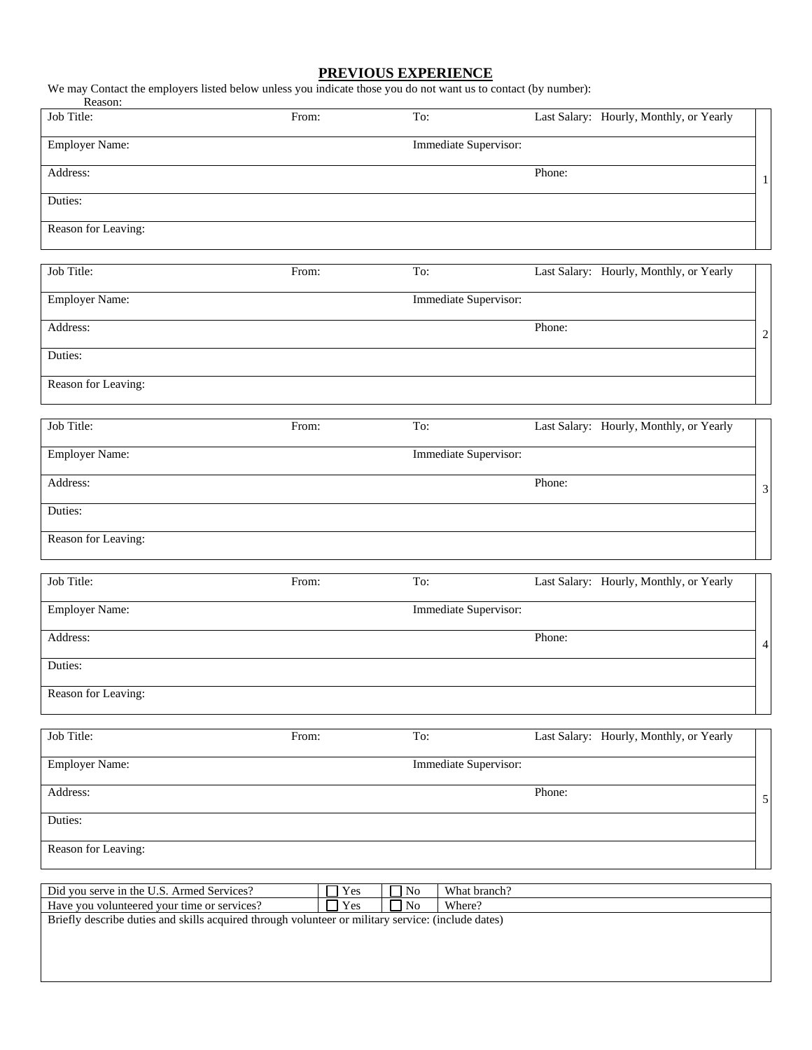## PREVIOUS EXPERIENCE

We may Contact the employers listed below unless you indicate those you do not want us to contact (by number):

Reason:

| Job Title: | From: | To: | Last Salary: Hourly, Monthly, or Yearly | 1 |
|---|---|---|---|---|
| Employer Name: | | Immediate Supervisor: | | |
| Address: | | | Phone: | |
| Duties: | | | | |
| Reason for Leaving: | | | | |

| Job Title: | From: | To: | Last Salary: Hourly, Monthly, or Yearly | 2 |
|---|---|---|---|---|
| Employer Name: | | Immediate Supervisor: | | |
| Address: | | | Phone: | |
| Duties: | | | | |
| Reason for Leaving: | | | | |

| Job Title: | From: | To: | Last Salary: Hourly, Monthly, or Yearly | 3 |
|---|---|---|---|---|
| Employer Name: | | Immediate Supervisor: | | |
| Address: | | | Phone: | |
| Duties: | | | | |
| Reason for Leaving: | | | | |

| Job Title: | From: | To: | Last Salary: Hourly, Monthly, or Yearly | 4 |
|---|---|---|---|---|
| Employer Name: | | Immediate Supervisor: | | |
| Address: | | | Phone: | |
| Duties: | | | | |
| Reason for Leaving: | | | | |

| Job Title: | From: | To: | Last Salary: Hourly, Monthly, or Yearly | 5 |
|---|---|---|---|---|
| Employer Name: | | Immediate Supervisor: | | |
| Address: | | | Phone: | |
| Duties: | | | | |
| Reason for Leaving: | | | | |

| Did you serve in the U.S. Armed Services? | ☐ Yes | ☐ No | What branch? |
|---|---|---|---|
| Have you volunteered your time or services? | ☐ Yes | ☐ No | Where? |
| Briefly describe duties and skills acquired through volunteer or military service: (include dates) | | | |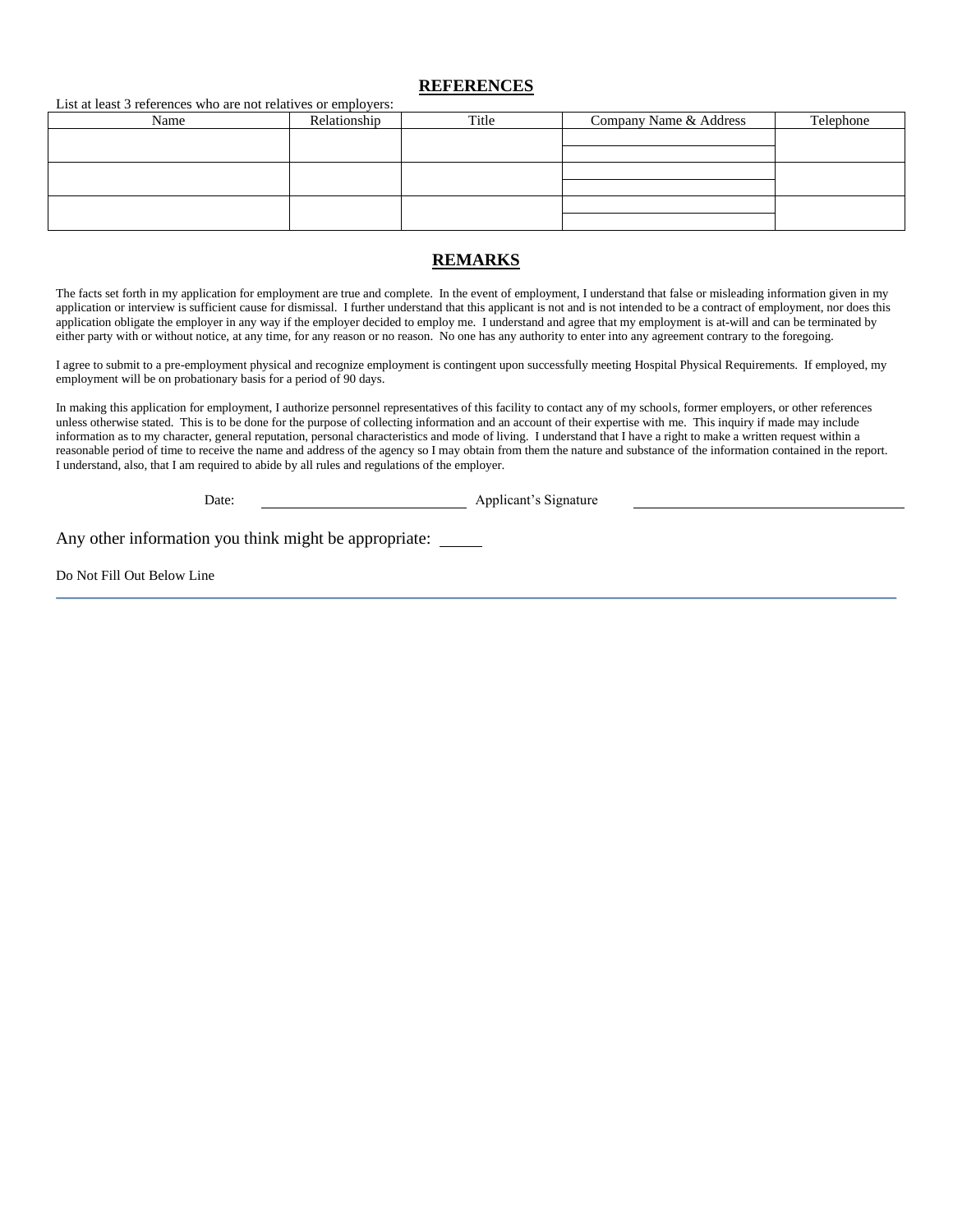## REFERENCES

List at least 3 references who are not relatives or employers:

| Name | Relationship | Title | Company Name & Address | Telephone |
|---|---|---|---|---|
| | | | | |
| | | | | |
| | | | | |

## REMARKS

The facts set forth in my application for employment are true and complete. In the event of employment, I understand that false or misleading information given in my application or interview is sufficient cause for dismissal. I further understand that this applicant is not and is not intended to be a contract of employment, nor does this application obligate the employer in any way if the employer decided to employ me. I understand and agree that my employment is at-will and can be terminated by either party with or without notice, at any time, for any reason or no reason. No one has any authority to enter into any agreement contrary to the foregoing.

I agree to submit to a pre-employment physical and recognize employment is contingent upon successfully meeting Hospital Physical Requirements. If employed, my employment will be on probationary basis for a period of 90 days.

In making this application for employment, I authorize personnel representatives of this facility to contact any of my schools, former employers, or other references unless otherwise stated. This is to be done for the purpose of collecting information and an account of their expertise with me. This inquiry if made may include information as to my character, general reputation, personal characteristics and mode of living. I understand that I have a right to make a written request within a reasonable period of time to receive the name and address of the agency so I may obtain from them the nature and substance of the information contained in the report. I understand, also, that I am required to abide by all rules and regulations of the employer.

Date: ______________________ Applicant's Signature ______________________

Any other information you think might be appropriate: _____

Do Not Fill Out Below Line

---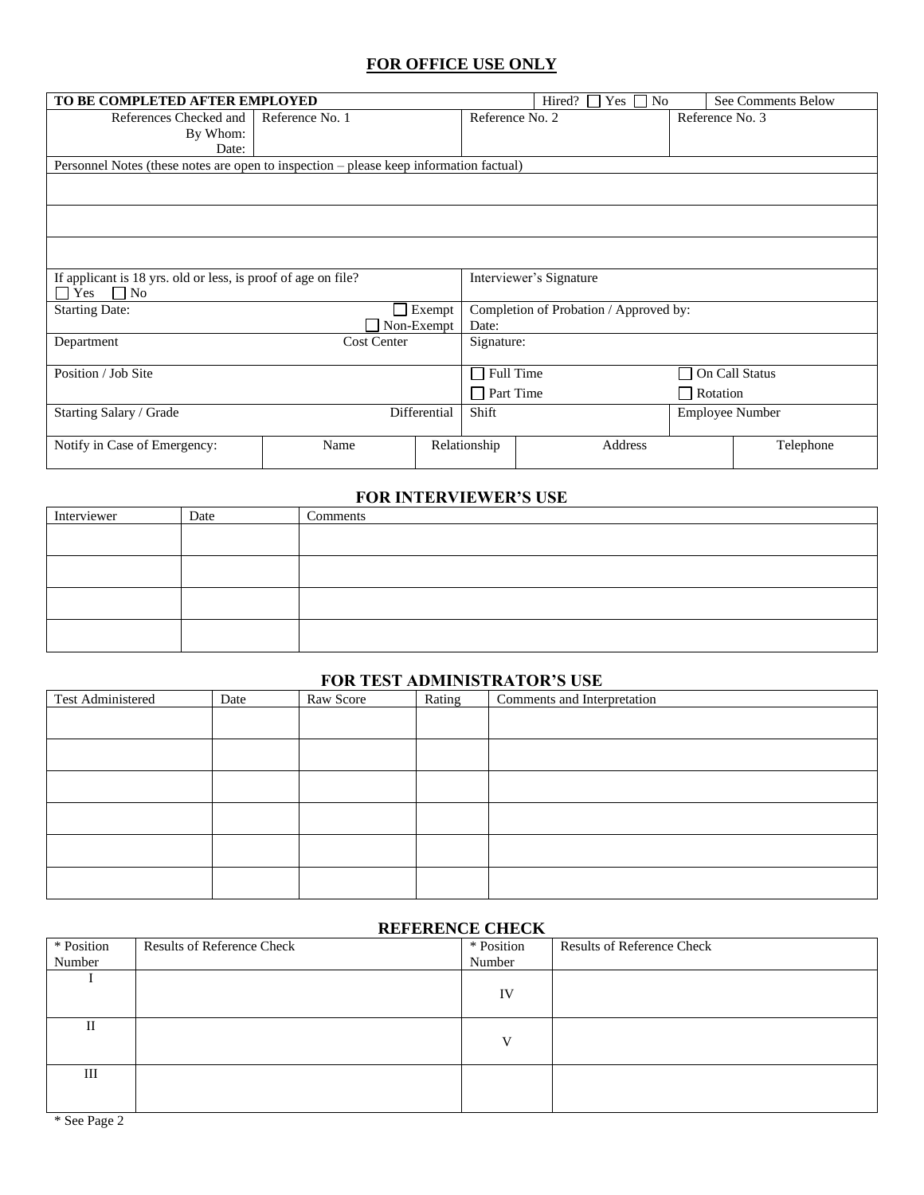## FOR OFFICE USE ONLY

| TO BE COMPLETED AFTER EMPLOYED | | Hired? ☐ Yes ☐ No | See Comments Below |
|---|---|---|---|
| References Checked and By Whom: Date: | Reference No. 1 | Reference No. 2 | Reference No. 3 |
| Personnel Notes (these notes are open to inspection – please keep information factual) | | | |
| | | | |
| | | | |
| | | | |
| If applicant is 18 yrs. old or less, is proof of age on file? ☐ Yes ☐ No | | Interviewer's Signature | |
| Starting Date: ☐ Exempt ☐ Non-Exempt | | Completion of Probation / Approved by: Date: | |
| Department | Cost Center | Signature: | |
| Position / Job Site | | ☐ Full Time ☐ Part Time | ☐ On Call Status ☐ Rotation |
| Starting Salary / Grade | Differential | Shift | Employee Number |

| Notify in Case of Emergency: | Name | Relationship | Address | Telephone |
|---|---|---|---|---|

## FOR INTERVIEWER'S USE

| Interviewer | Date | Comments |
|---|---|---|
| | | |
| | | |
| | | |
| | | |

## FOR TEST ADMINISTRATOR'S USE

| Test Administered | Date | Raw Score | Rating | Comments and Interpretation |
|---|---|---|---|---|
| | | | | |
| | | | | |
| | | | | |
| | | | | |
| | | | | |
| | | | | |

## REFERENCE CHECK

| * Position Number | Results of Reference Check | * Position Number | Results of Reference Check |
|---|---|---|---|
| I | | IV | |
| II | | V | |
| III | | | |

* See Page 2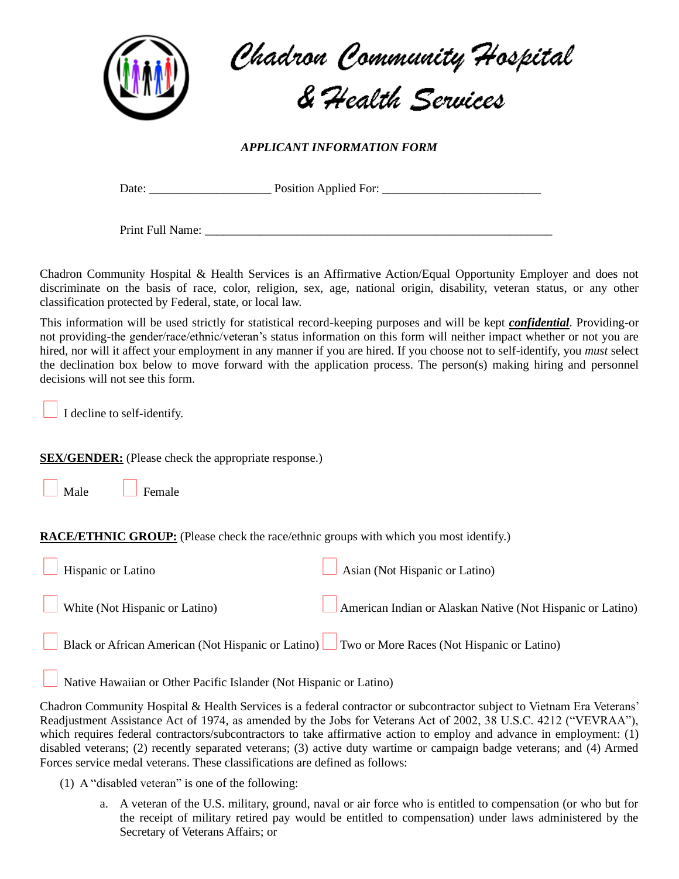# Chadron Community Hospital & Health Services

***APPLICANT INFORMATION FORM***

Date: ___________________ Position Applied For: _________________________

Print Full Name: _______________________________________________________

Chadron Community Hospital & Health Services is an Affirmative Action/Equal Opportunity Employer and does not discriminate on the basis of race, color, religion, sex, age, national origin, disability, veteran status, or any other classification protected by Federal, state, or local law.

This information will be used strictly for statistical record-keeping purposes and will be kept ***confidential***. Providing-or not providing-the gender/race/ethnic/veteran's status information on this form will neither impact whether or not you are hired, nor will it affect your employment in any manner if you are hired. If you choose not to self-identify, you *must* select the declination box below to move forward with the application process. The person(s) making hiring and personnel decisions will not see this form.

☐ I decline to self-identify.

**SEX/GENDER:** (Please check the appropriate response.)

☐ Male ☐ Female

**RACE/ETHNIC GROUP:** (Please check the race/ethnic groups with which you most identify.)

☐ Hispanic or Latino

☐ Asian (Not Hispanic or Latino)

☐ White (Not Hispanic or Latino)

☐ American Indian or Alaskan Native (Not Hispanic or Latino)

☐ Black or African American (Not Hispanic or Latino)

☐ Two or More Races (Not Hispanic or Latino)

☐ Native Hawaiian or Other Pacific Islander (Not Hispanic or Latino)

Chadron Community Hospital & Health Services is a federal contractor or subcontractor subject to Vietnam Era Veterans' Readjustment Assistance Act of 1974, as amended by the Jobs for Veterans Act of 2002, 38 U.S.C. 4212 ("VEVRAA"), which requires federal contractors/subcontractors to take affirmative action to employ and advance in employment: (1) disabled veterans; (2) recently separated veterans; (3) active duty wartime or campaign badge veterans; and (4) Armed Forces service medal veterans. These classifications are defined as follows:

(1) A "disabled veteran" is one of the following:

   a. A veteran of the U.S. military, ground, naval or air force who is entitled to compensation (or who but for the receipt of military retired pay would be entitled to compensation) under laws administered by the Secretary of Veterans Affairs; or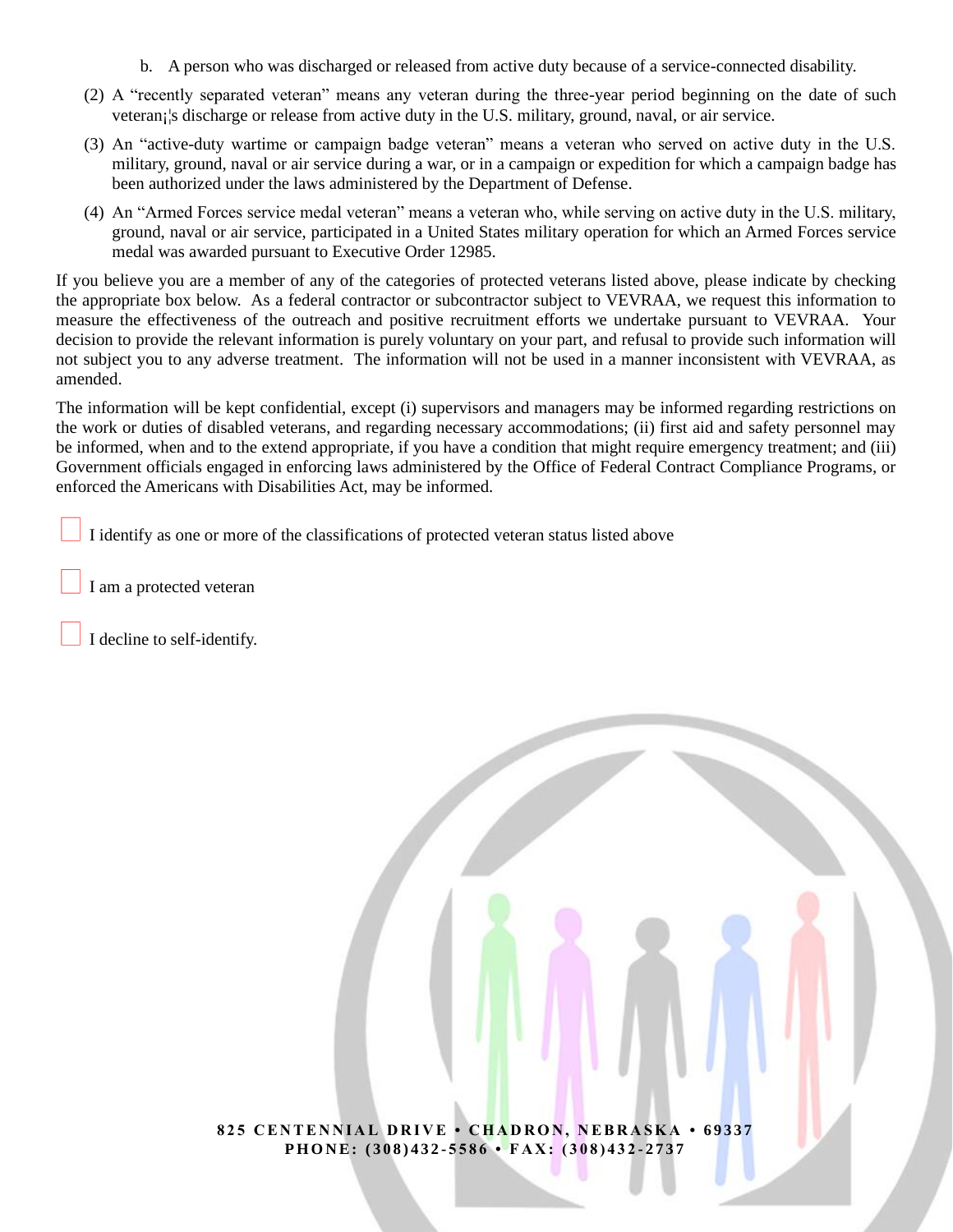b. A person who was discharged or released from active duty because of a service-connected disability.

(2) A "recently separated veteran" means any veteran during the three-year period beginning on the date of such veteran¡¦s discharge or release from active duty in the U.S. military, ground, naval, or air service.

(3) An "active-duty wartime or campaign badge veteran" means a veteran who served on active duty in the U.S. military, ground, naval or air service during a war, or in a campaign or expedition for which a campaign badge has been authorized under the laws administered by the Department of Defense.

(4) An "Armed Forces service medal veteran" means a veteran who, while serving on active duty in the U.S. military, ground, naval or air service, participated in a United States military operation for which an Armed Forces service medal was awarded pursuant to Executive Order 12985.

If you believe you are a member of any of the categories of protected veterans listed above, please indicate by checking the appropriate box below. As a federal contractor or subcontractor subject to VEVRAA, we request this information to measure the effectiveness of the outreach and positive recruitment efforts we undertake pursuant to VEVRAA. Your decision to provide the relevant information is purely voluntary on your part, and refusal to provide such information will not subject you to any adverse treatment. The information will not be used in a manner inconsistent with VEVRAA, as amended.

The information will be kept confidential, except (i) supervisors and managers may be informed regarding restrictions on the work or duties of disabled veterans, and regarding necessary accommodations; (ii) first aid and safety personnel may be informed, when and to the extend appropriate, if you have a condition that might require emergency treatment; and (iii) Government officials engaged in enforcing laws administered by the Office of Federal Contract Compliance Programs, or enforced the Americans with Disabilities Act, may be informed.

☐ I identify as one or more of the classifications of protected veteran status listed above

☐ I am a protected veteran

☐ I decline to self-identify.

**825 CENTENNIAL DRIVE • CHADRON, NEBRASKA • 69337**
**PHONE: (308)432-5586 • FAX: (308)432-2737**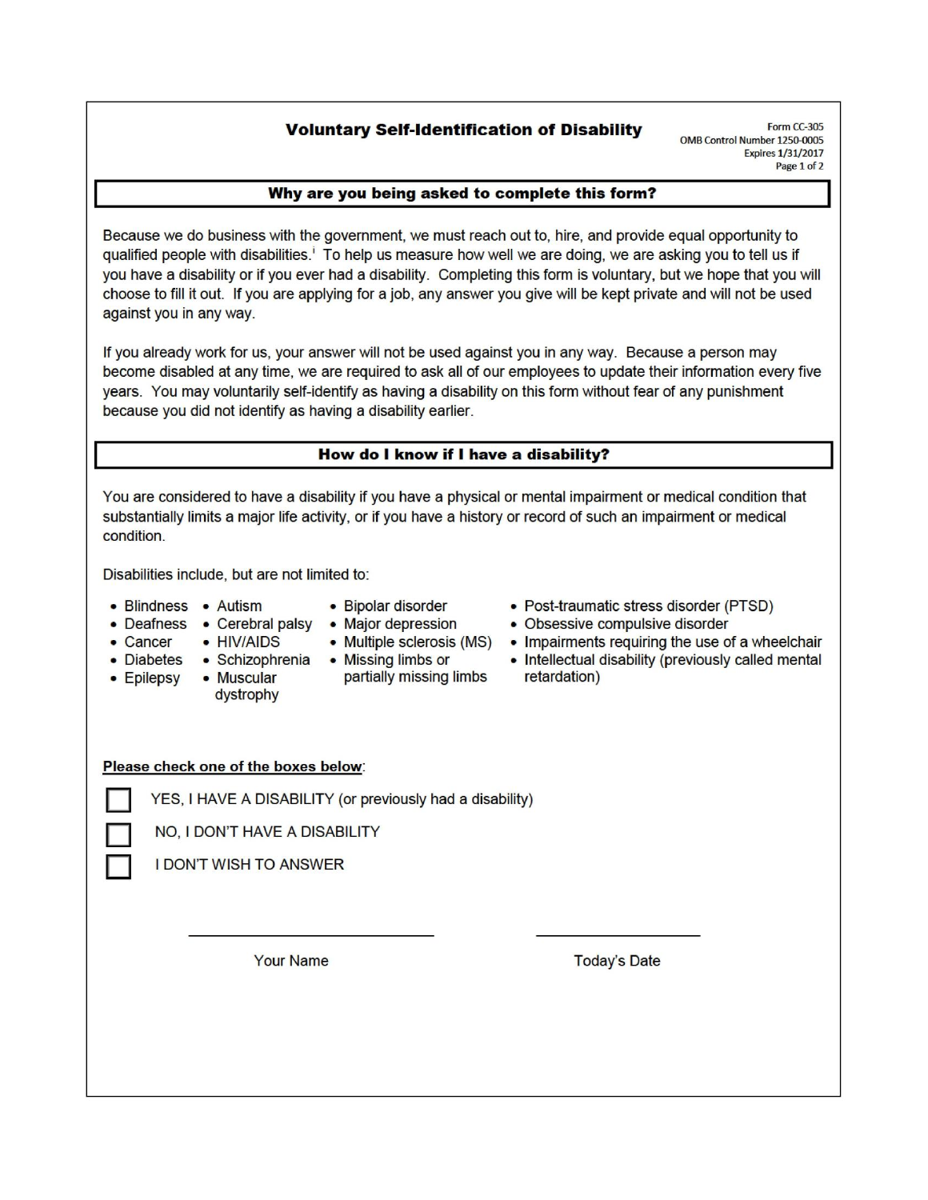# Voluntary Self-Identification of Disability

Form CC-305
OMB Control Number 1250-0005
Expires 1/31/2017

## Why are you being asked to complete this form?

Because we do business with the government, we must reach out to, hire, and provide equal opportunity to qualified people with disabilities.[i] To help us measure how well we are doing, we are asking you to tell us if you have a disability or if you ever had a disability. Completing this form is voluntary, but we hope that you will choose to fill it out. If you are applying for a job, any answer you give will be kept private and will not be used against you in any way.

If you already work for us, your answer will not be used against you in any way. Because a person may become disabled at any time, we are required to ask all of our employees to update their information every five years. You may voluntarily self-identify as having a disability on this form without fear of any punishment because you did not identify as having a disability earlier.

## How do I know if I have a disability?

You are considered to have a disability if you have a physical or mental impairment or medical condition that substantially limits a major life activity, or if you have a history or record of such an impairment or medical condition.

Disabilities include, but are not limited to:

- Blindness
- Deafness
- Cancer
- Diabetes
- Epilepsy
- Autism
- Cerebral palsy
- HIV/AIDS
- Schizophrenia
- Muscular dystrophy
- Bipolar disorder
- Major depression
- Multiple sclerosis (MS)
- Missing limbs or partially missing limbs
- Post-traumatic stress disorder (PTSD)
- Obsessive compulsive disorder
- Impairments requiring the use of a wheelchair
- Intellectual disability (previously called mental retardation)

**Please check one of the boxes below**:

☐ YES, I HAVE A DISABILITY (or previously had a disability)

☐ NO, I DON'T HAVE A DISABILITY

☐ I DON'T WISH TO ANSWER

_______________________ Your Name

_______________________ Today's Date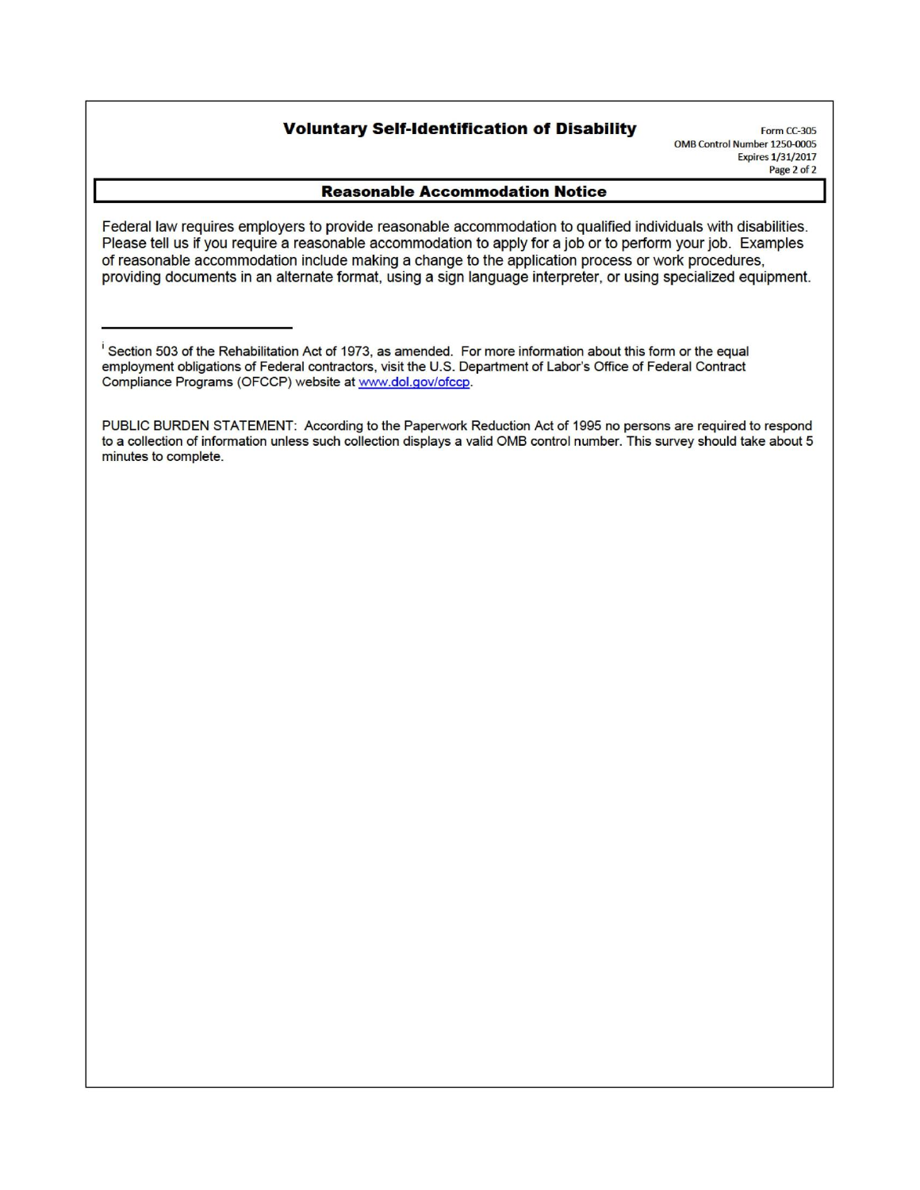# Voluntary Self-Identification of Disability

Form CC-305
OMB Control Number 1250-0005
Expires 1/31/2017

## Reasonable Accommodation Notice

Federal law requires employers to provide reasonable accommodation to qualified individuals with disabilities. Please tell us if you require a reasonable accommodation to apply for a job or to perform your job. Examples of reasonable accommodation include making a change to the application process or work procedures, providing documents in an alternate format, using a sign language interpreter, or using specialized equipment.

---

[i] Section 503 of the Rehabilitation Act of 1973, as amended. For more information about this form or the equal employment obligations of Federal contractors, visit the U.S. Department of Labor's Office of Federal Contract Compliance Programs (OFCCP) website at www.dol.gov/ofccp.

PUBLIC BURDEN STATEMENT: According to the Paperwork Reduction Act of 1995 no persons are required to respond to a collection of information unless such collection displays a valid OMB control number. This survey should take about 5 minutes to complete.